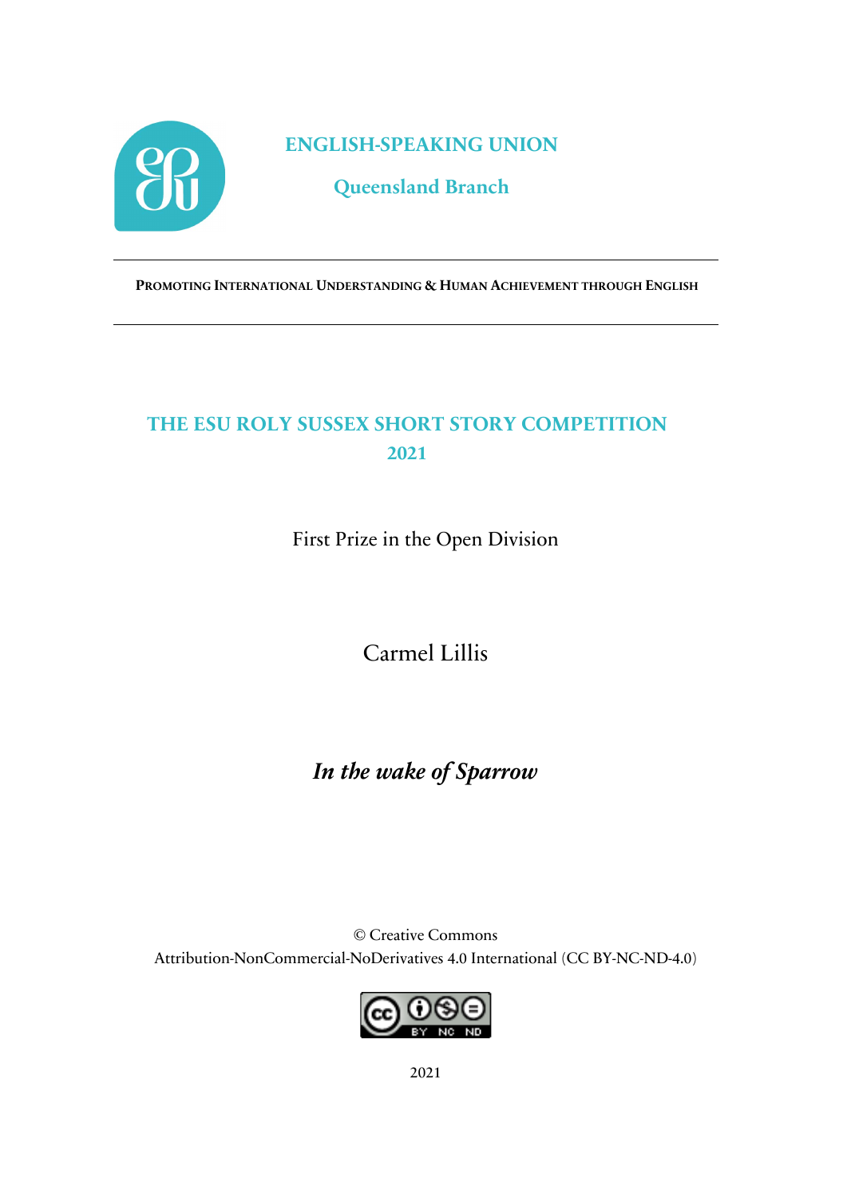**ENGLISH-SPEAKING UNION**

**Queensland Branch**

---

**PROMOTING INTERNATIONAL UNDERSTANDING & HUMAN ACHIEVEMENT THROUGH ENGLISH**

---

# THE ESU ROLY SUSSEX SHORT STORY COMPETITION 2021

First Prize in the Open Division

Carmel Lillis

## *In the wake of Sparrow*

© Creative Commons
Attribution-NonCommercial-NoDerivatives 4.0 International (CC BY-NC-ND-4.0)

2021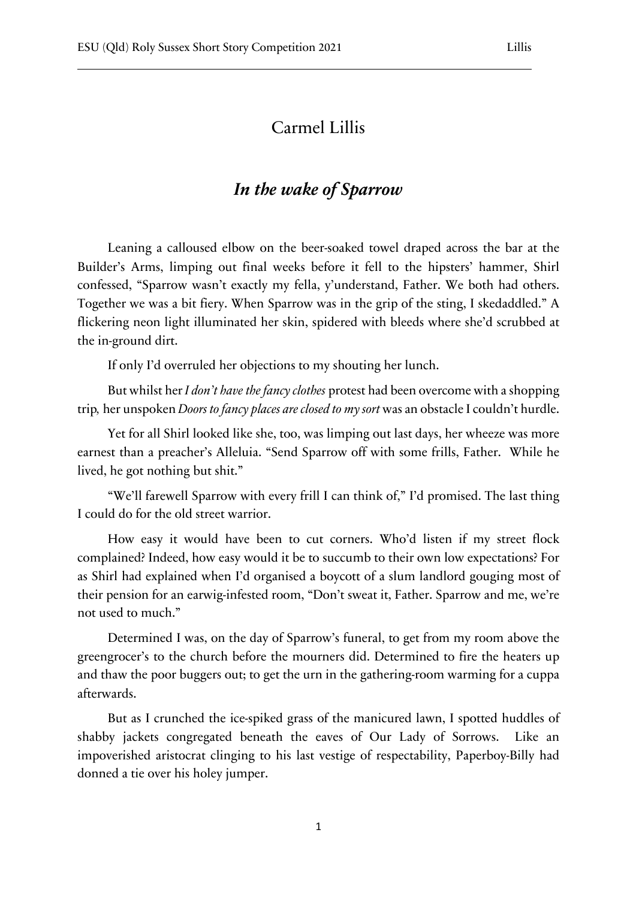# Carmel Lillis

## *In the wake of Sparrow*

Leaning a calloused elbow on the beer-soaked towel draped across the bar at the Builder's Arms, limping out final weeks before it fell to the hipsters' hammer, Shirl confessed, "Sparrow wasn't exactly my fella, y'understand, Father. We both had others. Together we was a bit fiery. When Sparrow was in the grip of the sting, I skedaddled." A flickering neon light illuminated her skin, spidered with bleeds where she'd scrubbed at the in-ground dirt.

If only I'd overruled her objections to my shouting her lunch.

But whilst her *I don't have the fancy clothes* protest had been overcome with a shopping trip, her unspoken *Doors to fancy places are closed to my sort* was an obstacle I couldn't hurdle.

Yet for all Shirl looked like she, too, was limping out last days, her wheeze was more earnest than a preacher's Alleluia. "Send Sparrow off with some frills, Father. While he lived, he got nothing but shit."

"We'll farewell Sparrow with every frill I can think of," I'd promised. The last thing I could do for the old street warrior.

How easy it would have been to cut corners. Who'd listen if my street flock complained? Indeed, how easy would it be to succumb to their own low expectations? For as Shirl had explained when I'd organised a boycott of a slum landlord gouging most of their pension for an earwig-infested room, "Don't sweat it, Father. Sparrow and me, we're not used to much."

Determined I was, on the day of Sparrow's funeral, to get from my room above the greengrocer's to the church before the mourners did. Determined to fire the heaters up and thaw the poor buggers out; to get the urn in the gathering-room warming for a cuppa afterwards.

But as I crunched the ice-spiked grass of the manicured lawn, I spotted huddles of shabby jackets congregated beneath the eaves of Our Lady of Sorrows. Like an impoverished aristocrat clinging to his last vestige of respectability, Paperboy-Billy had donned a tie over his holey jumper.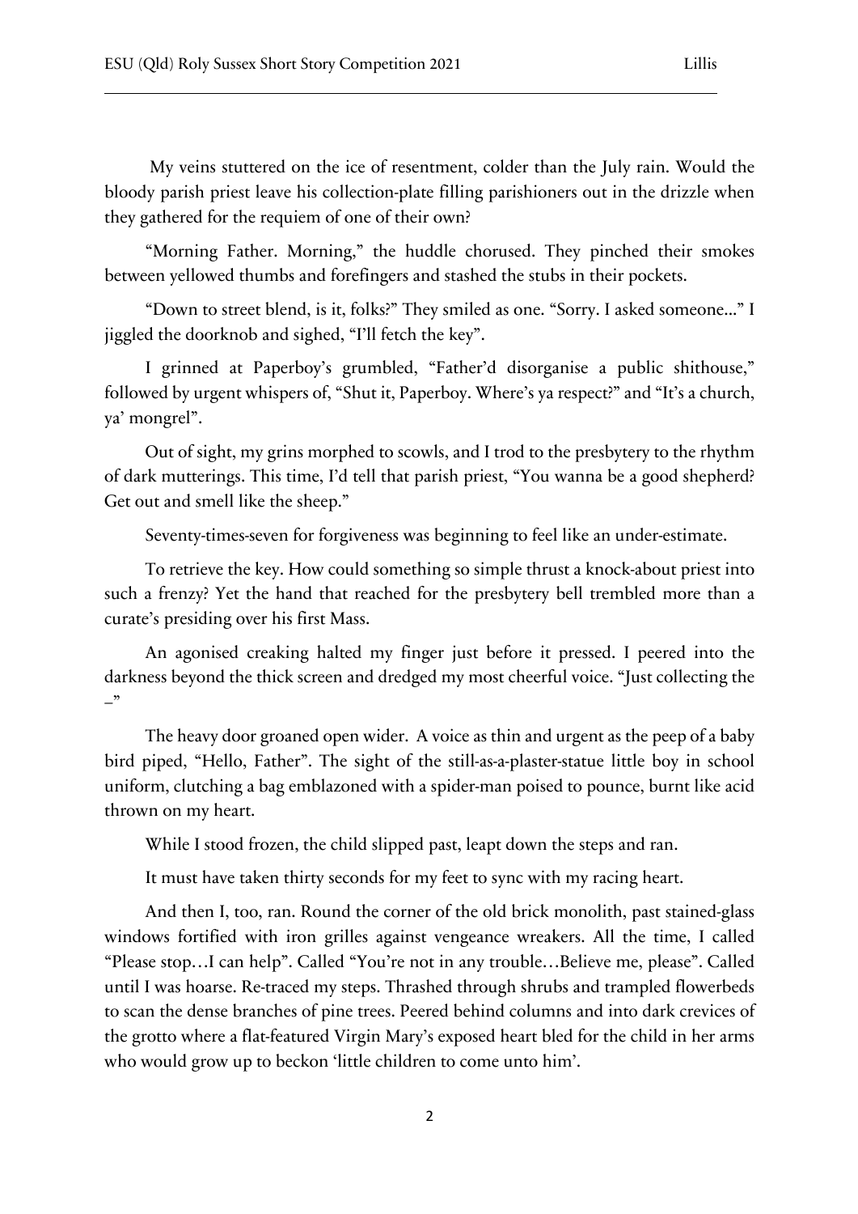My veins stuttered on the ice of resentment, colder than the July rain. Would the bloody parish priest leave his collection-plate filling parishioners out in the drizzle when they gathered for the requiem of one of their own?

"Morning Father. Morning," the huddle chorused. They pinched their smokes between yellowed thumbs and forefingers and stashed the stubs in their pockets.

"Down to street blend, is it, folks?" They smiled as one. "Sorry. I asked someone..." I jiggled the doorknob and sighed, "I'll fetch the key".

I grinned at Paperboy's grumbled, "Father'd disorganise a public shithouse," followed by urgent whispers of, "Shut it, Paperboy. Where's ya respect?" and "It's a church, ya' mongrel".

Out of sight, my grins morphed to scowls, and I trod to the presbytery to the rhythm of dark mutterings. This time, I'd tell that parish priest, "You wanna be a good shepherd? Get out and smell like the sheep."

Seventy-times-seven for forgiveness was beginning to feel like an under-estimate.

To retrieve the key. How could something so simple thrust a knock-about priest into such a frenzy? Yet the hand that reached for the presbytery bell trembled more than a curate's presiding over his first Mass.

An agonised creaking halted my finger just before it pressed. I peered into the darkness beyond the thick screen and dredged my most cheerful voice. "Just collecting the –"

The heavy door groaned open wider. A voice as thin and urgent as the peep of a baby bird piped, "Hello, Father". The sight of the still-as-a-plaster-statue little boy in school uniform, clutching a bag emblazoned with a spider-man poised to pounce, burnt like acid thrown on my heart.

While I stood frozen, the child slipped past, leapt down the steps and ran.

It must have taken thirty seconds for my feet to sync with my racing heart.

And then I, too, ran. Round the corner of the old brick monolith, past stained-glass windows fortified with iron grilles against vengeance wreakers. All the time, I called "Please stop…I can help". Called "You're not in any trouble…Believe me, please". Called until I was hoarse. Re-traced my steps. Thrashed through shrubs and trampled flowerbeds to scan the dense branches of pine trees. Peered behind columns and into dark crevices of the grotto where a flat-featured Virgin Mary's exposed heart bled for the child in her arms who would grow up to beckon 'little children to come unto him'.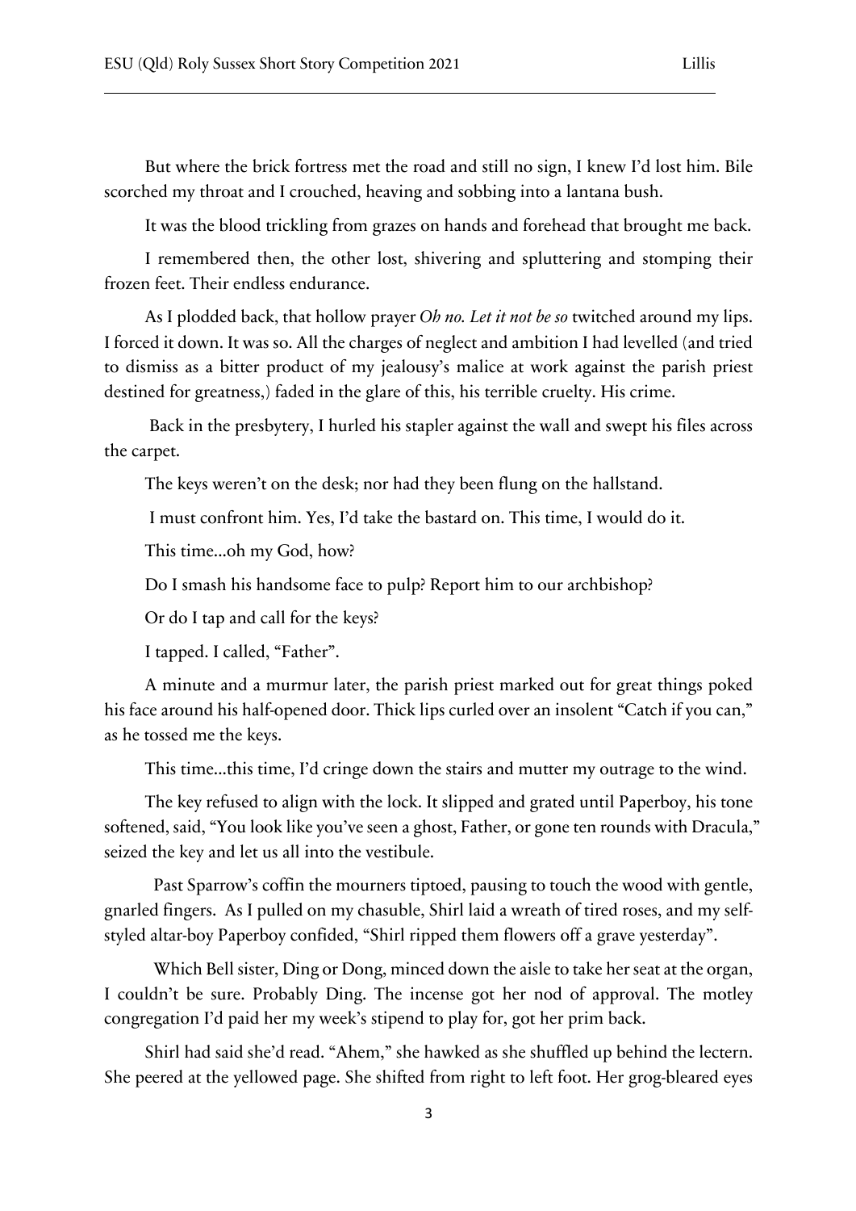But where the brick fortress met the road and still no sign, I knew I'd lost him. Bile scorched my throat and I crouched, heaving and sobbing into a lantana bush.

It was the blood trickling from grazes on hands and forehead that brought me back.

I remembered then, the other lost, shivering and spluttering and stomping their frozen feet. Their endless endurance.

As I plodded back, that hollow prayer *Oh no. Let it not be so* twitched around my lips. I forced it down. It was so. All the charges of neglect and ambition I had levelled (and tried to dismiss as a bitter product of my jealousy's malice at work against the parish priest destined for greatness,) faded in the glare of this, his terrible cruelty. His crime.

Back in the presbytery, I hurled his stapler against the wall and swept his files across the carpet.

The keys weren't on the desk; nor had they been flung on the hallstand.

I must confront him. Yes, I'd take the bastard on. This time, I would do it.

This time...oh my God, how?

Do I smash his handsome face to pulp? Report him to our archbishop?

Or do I tap and call for the keys?

I tapped. I called, "Father".

A minute and a murmur later, the parish priest marked out for great things poked his face around his half-opened door. Thick lips curled over an insolent "Catch if you can," as he tossed me the keys.

This time...this time, I'd cringe down the stairs and mutter my outrage to the wind.

The key refused to align with the lock. It slipped and grated until Paperboy, his tone softened, said, "You look like you've seen a ghost, Father, or gone ten rounds with Dracula," seized the key and let us all into the vestibule.

Past Sparrow's coffin the mourners tiptoed, pausing to touch the wood with gentle, gnarled fingers. As I pulled on my chasuble, Shirl laid a wreath of tired roses, and my self-styled altar-boy Paperboy confided, "Shirl ripped them flowers off a grave yesterday".

Which Bell sister, Ding or Dong, minced down the aisle to take her seat at the organ, I couldn't be sure. Probably Ding. The incense got her nod of approval. The motley congregation I'd paid her my week's stipend to play for, got her prim back.

Shirl had said she'd read. "Ahem," she hawked as she shuffled up behind the lectern. She peered at the yellowed page. She shifted from right to left foot. Her grog-bleared eyes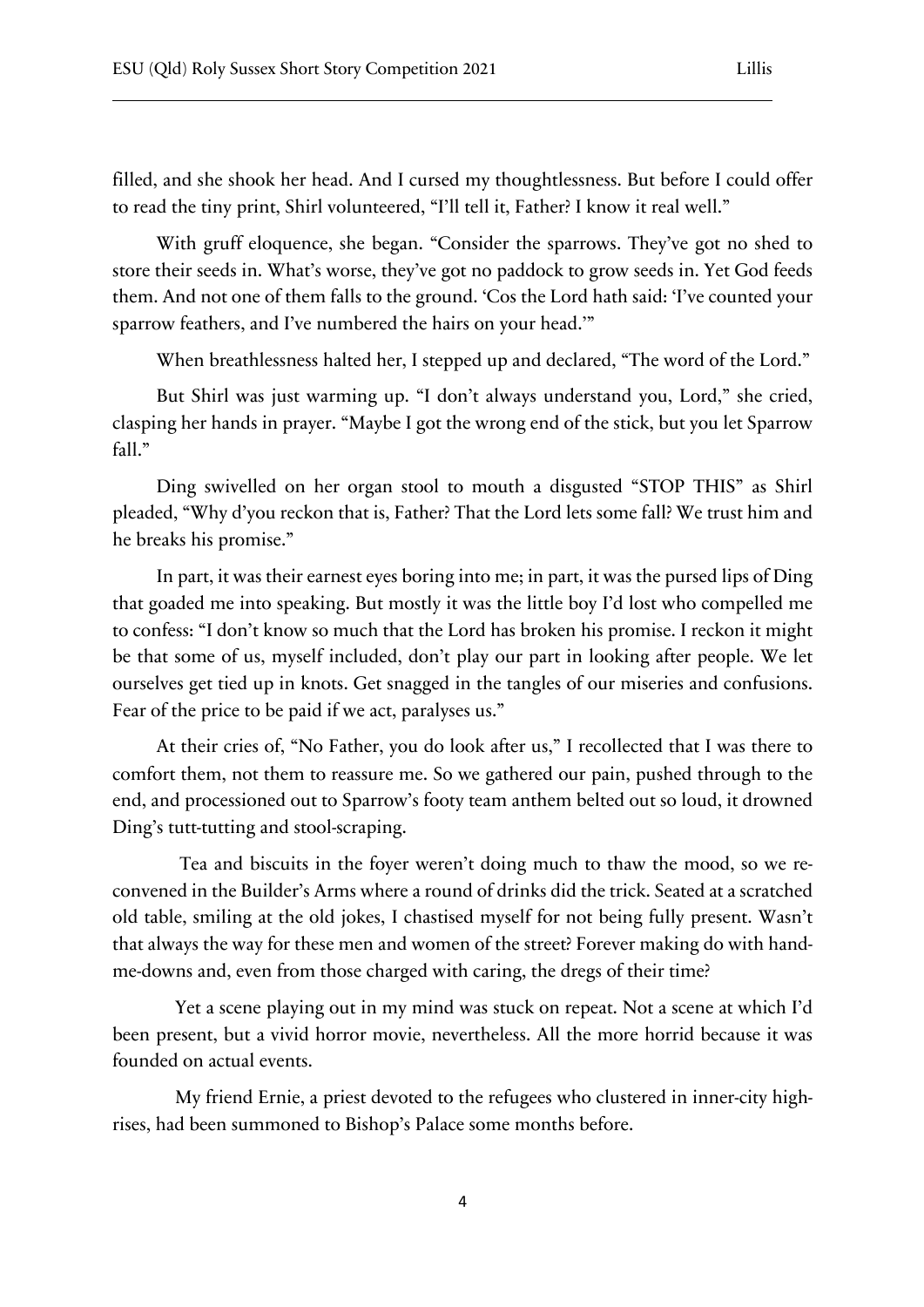filled, and she shook her head. And I cursed my thoughtlessness. But before I could offer to read the tiny print, Shirl volunteered, "I'll tell it, Father? I know it real well."

With gruff eloquence, she began. "Consider the sparrows. They've got no shed to store their seeds in. What's worse, they've got no paddock to grow seeds in. Yet God feeds them. And not one of them falls to the ground. 'Cos the Lord hath said: 'I've counted your sparrow feathers, and I've numbered the hairs on your head.'"

When breathlessness halted her, I stepped up and declared, "The word of the Lord."

But Shirl was just warming up. "I don't always understand you, Lord," she cried, clasping her hands in prayer. "Maybe I got the wrong end of the stick, but you let Sparrow fall."

Ding swivelled on her organ stool to mouth a disgusted "STOP THIS" as Shirl pleaded, "Why d'you reckon that is, Father? That the Lord lets some fall? We trust him and he breaks his promise."

In part, it was their earnest eyes boring into me; in part, it was the pursed lips of Ding that goaded me into speaking. But mostly it was the little boy I'd lost who compelled me to confess: "I don't know so much that the Lord has broken his promise. I reckon it might be that some of us, myself included, don't play our part in looking after people. We let ourselves get tied up in knots. Get snagged in the tangles of our miseries and confusions. Fear of the price to be paid if we act, paralyses us."

At their cries of, "No Father, you do look after us," I recollected that I was there to comfort them, not them to reassure me. So we gathered our pain, pushed through to the end, and processioned out to Sparrow's footy team anthem belted out so loud, it drowned Ding's tutt-tutting and stool-scraping.

Tea and biscuits in the foyer weren't doing much to thaw the mood, so we re-convened in the Builder's Arms where a round of drinks did the trick. Seated at a scratched old table, smiling at the old jokes, I chastised myself for not being fully present. Wasn't that always the way for these men and women of the street? Forever making do with hand-me-downs and, even from those charged with caring, the dregs of their time?

Yet a scene playing out in my mind was stuck on repeat. Not a scene at which I'd been present, but a vivid horror movie, nevertheless. All the more horrid because it was founded on actual events.

My friend Ernie, a priest devoted to the refugees who clustered in inner-city high-rises, had been summoned to Bishop's Palace some months before.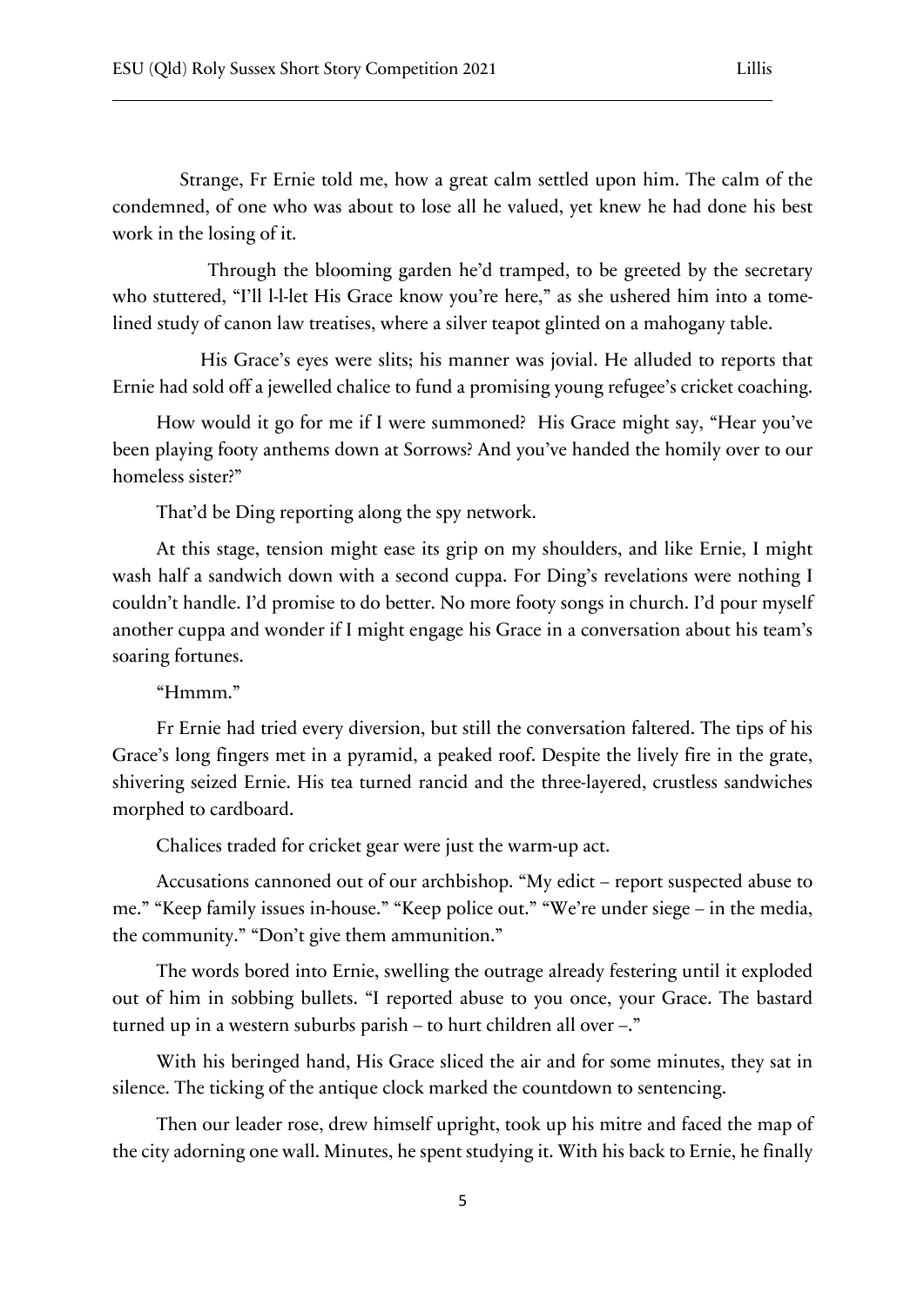Strange, Fr Ernie told me, how a great calm settled upon him. The calm of the condemned, of one who was about to lose all he valued, yet knew he had done his best work in the losing of it.

Through the blooming garden he'd tramped, to be greeted by the secretary who stuttered, "I'll l-l-let His Grace know you're here," as she ushered him into a tome-lined study of canon law treatises, where a silver teapot glinted on a mahogany table.

His Grace's eyes were slits; his manner was jovial. He alluded to reports that Ernie had sold off a jewelled chalice to fund a promising young refugee's cricket coaching.

How would it go for me if I were summoned? His Grace might say, "Hear you've been playing footy anthems down at Sorrows? And you've handed the homily over to our homeless sister?"

That'd be Ding reporting along the spy network.

At this stage, tension might ease its grip on my shoulders, and like Ernie, I might wash half a sandwich down with a second cuppa. For Ding's revelations were nothing I couldn't handle. I'd promise to do better. No more footy songs in church. I'd pour myself another cuppa and wonder if I might engage his Grace in a conversation about his team's soaring fortunes.

"Hmmm."

Fr Ernie had tried every diversion, but still the conversation faltered. The tips of his Grace's long fingers met in a pyramid, a peaked roof. Despite the lively fire in the grate, shivering seized Ernie. His tea turned rancid and the three-layered, crustless sandwiches morphed to cardboard.

Chalices traded for cricket gear were just the warm-up act.

Accusations cannoned out of our archbishop. "My edict – report suspected abuse to me." "Keep family issues in-house." "Keep police out." "We're under siege – in the media, the community." "Don't give them ammunition."

The words bored into Ernie, swelling the outrage already festering until it exploded out of him in sobbing bullets. "I reported abuse to you once, your Grace. The bastard turned up in a western suburbs parish – to hurt children all over –."

With his beringed hand, His Grace sliced the air and for some minutes, they sat in silence. The ticking of the antique clock marked the countdown to sentencing.

Then our leader rose, drew himself upright, took up his mitre and faced the map of the city adorning one wall. Minutes, he spent studying it. With his back to Ernie, he finally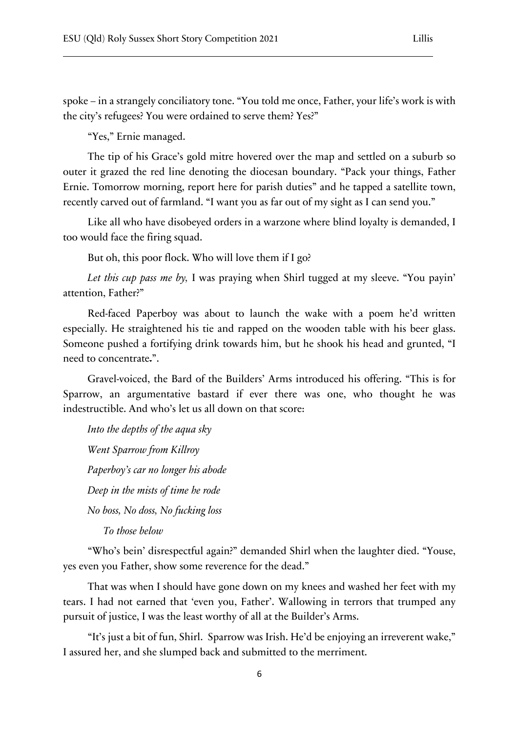spoke – in a strangely conciliatory tone. "You told me once, Father, your life's work is with the city's refugees? You were ordained to serve them? Yes?"

"Yes," Ernie managed.

The tip of his Grace's gold mitre hovered over the map and settled on a suburb so outer it grazed the red line denoting the diocesan boundary. "Pack your things, Father Ernie. Tomorrow morning, report here for parish duties" and he tapped a satellite town, recently carved out of farmland. "I want you as far out of my sight as I can send you."

Like all who have disobeyed orders in a warzone where blind loyalty is demanded, I too would face the firing squad.

But oh, this poor flock. Who will love them if I go?

*Let this cup pass me by,* I was praying when Shirl tugged at my sleeve. "You payin' attention, Father?"

Red-faced Paperboy was about to launch the wake with a poem he'd written especially. He straightened his tie and rapped on the wooden table with his beer glass. Someone pushed a fortifying drink towards him, but he shook his head and grunted, "I need to concentrate.".

Gravel-voiced, the Bard of the Builders' Arms introduced his offering. "This is for Sparrow, an argumentative bastard if ever there was one, who thought he was indestructible. And who's let us all down on that score:

*Into the depths of the aqua sky*

*Went Sparrow from Killroy*

*Paperboy's car no longer his abode*

*Deep in the mists of time he rode*

*No boss, No doss, No fucking loss*

*To those below*

"Who's bein' disrespectful again?" demanded Shirl when the laughter died. "Youse, yes even you Father, show some reverence for the dead."

That was when I should have gone down on my knees and washed her feet with my tears. I had not earned that 'even you, Father'. Wallowing in terrors that trumped any pursuit of justice, I was the least worthy of all at the Builder's Arms.

"It's just a bit of fun, Shirl. Sparrow was Irish. He'd be enjoying an irreverent wake," I assured her, and she slumped back and submitted to the merriment.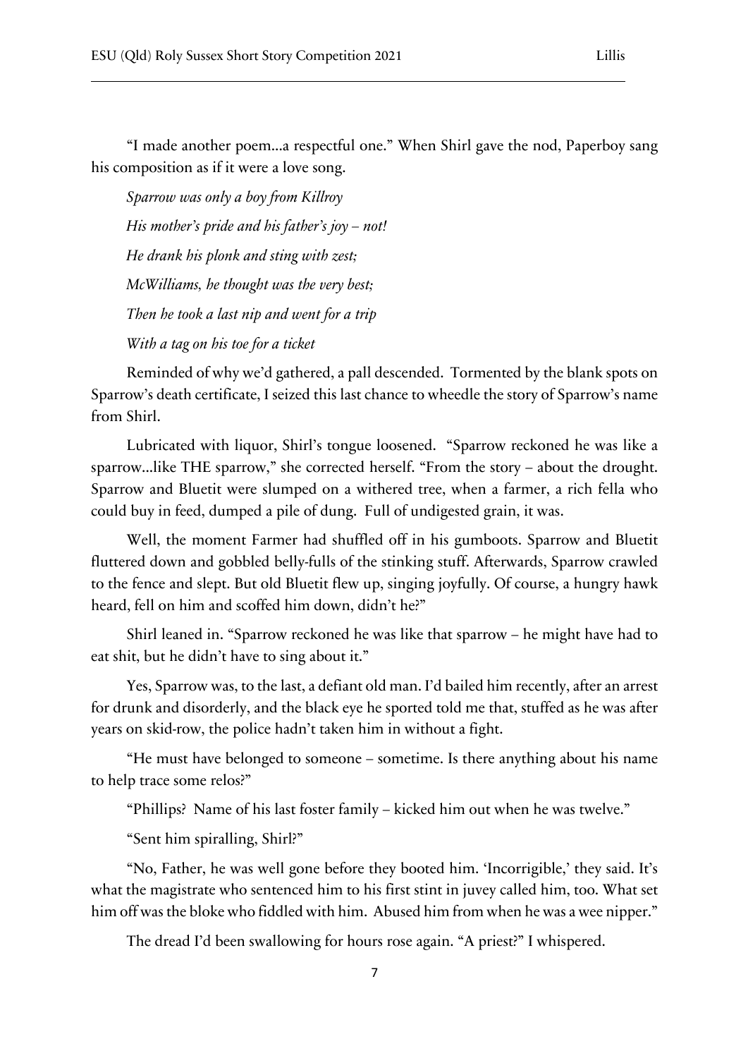"I made another poem...a respectful one." When Shirl gave the nod, Paperboy sang his composition as if it were a love song.

*Sparrow was only a boy from Killroy*

*His mother's pride and his father's joy – not!*

*He drank his plonk and sting with zest;*

*McWilliams, he thought was the very best;*

*Then he took a last nip and went for a trip*

*With a tag on his toe for a ticket*

Reminded of why we'd gathered, a pall descended. Tormented by the blank spots on Sparrow's death certificate, I seized this last chance to wheedle the story of Sparrow's name from Shirl.

Lubricated with liquor, Shirl's tongue loosened. "Sparrow reckoned he was like a sparrow...like THE sparrow," she corrected herself. "From the story – about the drought. Sparrow and Bluetit were slumped on a withered tree, when a farmer, a rich fella who could buy in feed, dumped a pile of dung. Full of undigested grain, it was.

Well, the moment Farmer had shuffled off in his gumboots. Sparrow and Bluetit fluttered down and gobbled belly-fulls of the stinking stuff. Afterwards, Sparrow crawled to the fence and slept. But old Bluetit flew up, singing joyfully. Of course, a hungry hawk heard, fell on him and scoffed him down, didn't he?"

Shirl leaned in. "Sparrow reckoned he was like that sparrow – he might have had to eat shit, but he didn't have to sing about it."

Yes, Sparrow was, to the last, a defiant old man. I'd bailed him recently, after an arrest for drunk and disorderly, and the black eye he sported told me that, stuffed as he was after years on skid-row, the police hadn't taken him in without a fight.

"He must have belonged to someone – sometime. Is there anything about his name to help trace some relos?"

"Phillips? Name of his last foster family – kicked him out when he was twelve."

"Sent him spiralling, Shirl?"

"No, Father, he was well gone before they booted him. 'Incorrigible,' they said. It's what the magistrate who sentenced him to his first stint in juvey called him, too. What set him off was the bloke who fiddled with him. Abused him from when he was a wee nipper."

The dread I'd been swallowing for hours rose again. "A priest?" I whispered.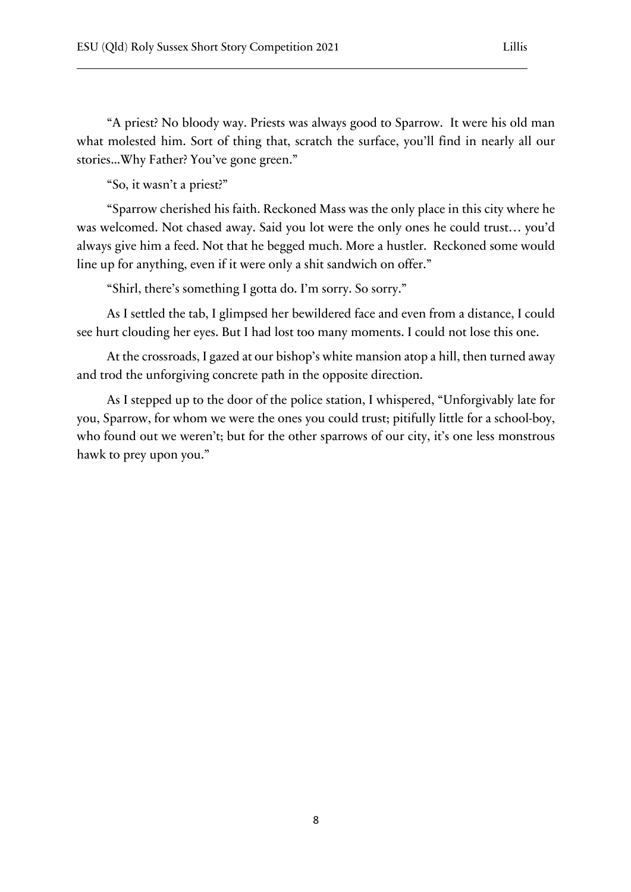"A priest? No bloody way. Priests was always good to Sparrow. It were his old man what molested him. Sort of thing that, scratch the surface, you'll find in nearly all our stories...Why Father? You've gone green."

"So, it wasn't a priest?"

"Sparrow cherished his faith. Reckoned Mass was the only place in this city where he was welcomed. Not chased away. Said you lot were the only ones he could trust… you'd always give him a feed. Not that he begged much. More a hustler. Reckoned some would line up for anything, even if it were only a shit sandwich on offer."

"Shirl, there's something I gotta do. I'm sorry. So sorry."

As I settled the tab, I glimpsed her bewildered face and even from a distance, I could see hurt clouding her eyes. But I had lost too many moments. I could not lose this one.

At the crossroads, I gazed at our bishop's white mansion atop a hill, then turned away and trod the unforgiving concrete path in the opposite direction.

As I stepped up to the door of the police station, I whispered, "Unforgivably late for you, Sparrow, for whom we were the ones you could trust; pitifully little for a school-boy, who found out we weren't; but for the other sparrows of our city, it's one less monstrous hawk to prey upon you."